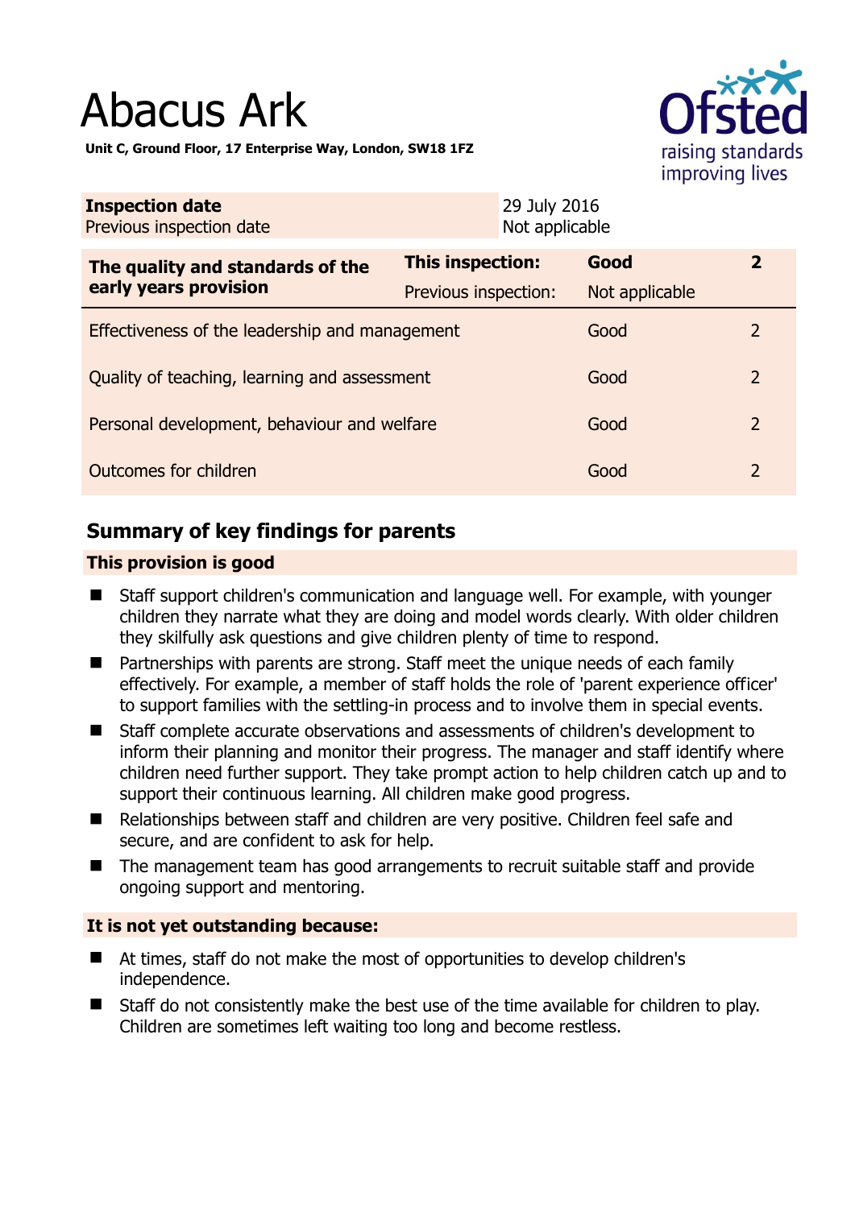# Abacus Ark

**Unit C, Ground Floor, 17 Enterprise Way, London, SW18 1FZ**

| | |
|---|---|
| **Inspection date** | 29 July 2016 |
| Previous inspection date | Not applicable |

| | | | |
|---|---|---|---|
| **The quality and standards of the early years provision** | **This inspection:** | **Good** | **2** |
| | Previous inspection: | Not applicable | |
| Effectiveness of the leadership and management | | Good | 2 |
| Quality of teaching, learning and assessment | | Good | 2 |
| Personal development, behaviour and welfare | | Good | 2 |
| Outcomes for children | | Good | 2 |

## Summary of key findings for parents

### This provision is good

- Staff support children's communication and language well. For example, with younger children they narrate what they are doing and model words clearly. With older children they skilfully ask questions and give children plenty of time to respond.
- Partnerships with parents are strong. Staff meet the unique needs of each family effectively. For example, a member of staff holds the role of 'parent experience officer' to support families with the settling-in process and to involve them in special events.
- Staff complete accurate observations and assessments of children's development to inform their planning and monitor their progress. The manager and staff identify where children need further support. They take prompt action to help children catch up and to support their continuous learning. All children make good progress.
- Relationships between staff and children are very positive. Children feel safe and secure, and are confident to ask for help.
- The management team has good arrangements to recruit suitable staff and provide ongoing support and mentoring.

### It is not yet outstanding because:

- At times, staff do not make the most of opportunities to develop children's independence.
- Staff do not consistently make the best use of the time available for children to play. Children are sometimes left waiting too long and become restless.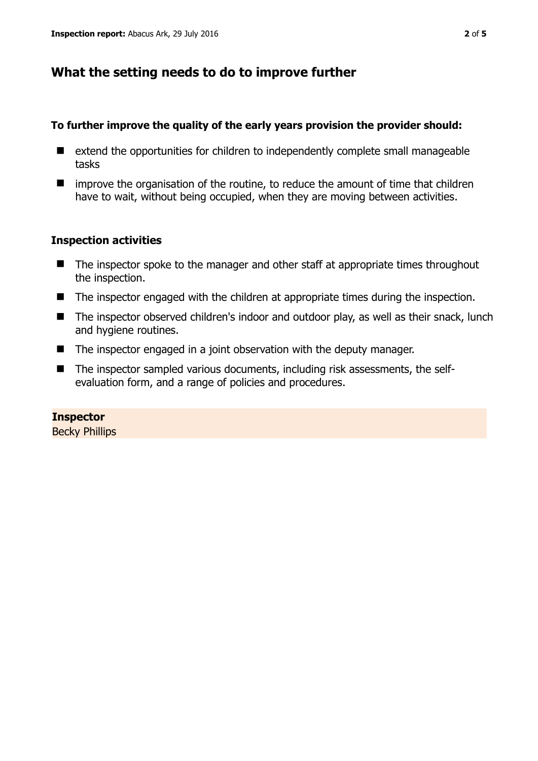## What the setting needs to do to improve further

**To further improve the quality of the early years provision the provider should:**

- extend the opportunities for children to independently complete small manageable tasks
- improve the organisation of the routine, to reduce the amount of time that children have to wait, without being occupied, when they are moving between activities.

### Inspection activities

- The inspector spoke to the manager and other staff at appropriate times throughout the inspection.
- The inspector engaged with the children at appropriate times during the inspection.
- The inspector observed children's indoor and outdoor play, as well as their snack, lunch and hygiene routines.
- The inspector engaged in a joint observation with the deputy manager.
- The inspector sampled various documents, including risk assessments, the self-evaluation form, and a range of policies and procedures.

**Inspector**
Becky Phillips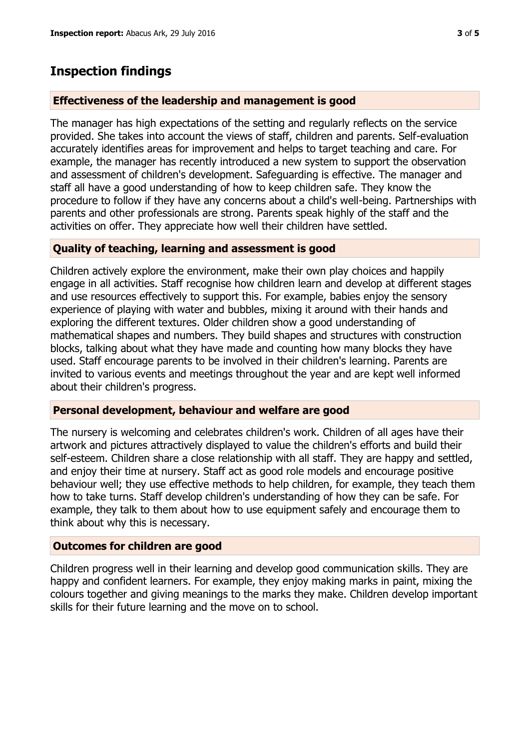## Inspection findings

### Effectiveness of the leadership and management is good

The manager has high expectations of the setting and regularly reflects on the service provided. She takes into account the views of staff, children and parents. Self-evaluation accurately identifies areas for improvement and helps to target teaching and care. For example, the manager has recently introduced a new system to support the observation and assessment of children's development. Safeguarding is effective. The manager and staff all have a good understanding of how to keep children safe. They know the procedure to follow if they have any concerns about a child's well-being. Partnerships with parents and other professionals are strong. Parents speak highly of the staff and the activities on offer. They appreciate how well their children have settled.

### Quality of teaching, learning and assessment is good

Children actively explore the environment, make their own play choices and happily engage in all activities. Staff recognise how children learn and develop at different stages and use resources effectively to support this. For example, babies enjoy the sensory experience of playing with water and bubbles, mixing it around with their hands and exploring the different textures. Older children show a good understanding of mathematical shapes and numbers. They build shapes and structures with construction blocks, talking about what they have made and counting how many blocks they have used. Staff encourage parents to be involved in their children's learning. Parents are invited to various events and meetings throughout the year and are kept well informed about their children's progress.

### Personal development, behaviour and welfare are good

The nursery is welcoming and celebrates children's work. Children of all ages have their artwork and pictures attractively displayed to value the children's efforts and build their self-esteem. Children share a close relationship with all staff. They are happy and settled, and enjoy their time at nursery. Staff act as good role models and encourage positive behaviour well; they use effective methods to help children, for example, they teach them how to take turns. Staff develop children's understanding of how they can be safe. For example, they talk to them about how to use equipment safely and encourage them to think about why this is necessary.

### Outcomes for children are good

Children progress well in their learning and develop good communication skills. They are happy and confident learners. For example, they enjoy making marks in paint, mixing the colours together and giving meanings to the marks they make. Children develop important skills for their future learning and the move on to school.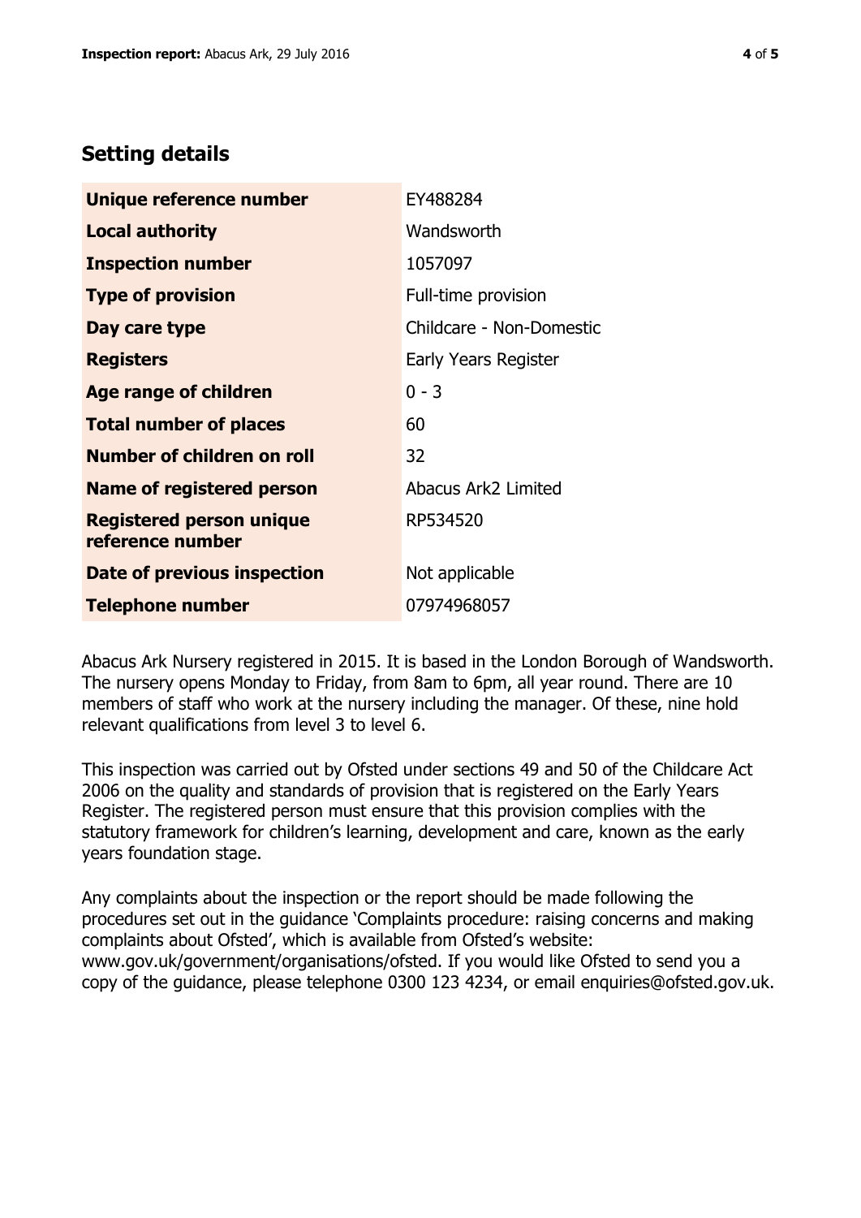## Setting details

| | |
|---|---|
| **Unique reference number** | EY488284 |
| **Local authority** | Wandsworth |
| **Inspection number** | 1057097 |
| **Type of provision** | Full-time provision |
| **Day care type** | Childcare - Non-Domestic |
| **Registers** | Early Years Register |
| **Age range of children** | 0 - 3 |
| **Total number of places** | 60 |
| **Number of children on roll** | 32 |
| **Name of registered person** | Abacus Ark2 Limited |
| **Registered person unique reference number** | RP534520 |
| **Date of previous inspection** | Not applicable |
| **Telephone number** | 07974968057 |

Abacus Ark Nursery registered in 2015. It is based in the London Borough of Wandsworth. The nursery opens Monday to Friday, from 8am to 6pm, all year round. There are 10 members of staff who work at the nursery including the manager. Of these, nine hold relevant qualifications from level 3 to level 6.

This inspection was carried out by Ofsted under sections 49 and 50 of the Childcare Act 2006 on the quality and standards of provision that is registered on the Early Years Register. The registered person must ensure that this provision complies with the statutory framework for children's learning, development and care, known as the early years foundation stage.

Any complaints about the inspection or the report should be made following the procedures set out in the guidance 'Complaints procedure: raising concerns and making complaints about Ofsted', which is available from Ofsted's website: www.gov.uk/government/organisations/ofsted. If you would like Ofsted to send you a copy of the guidance, please telephone 0300 123 4234, or email enquiries@ofsted.gov.uk.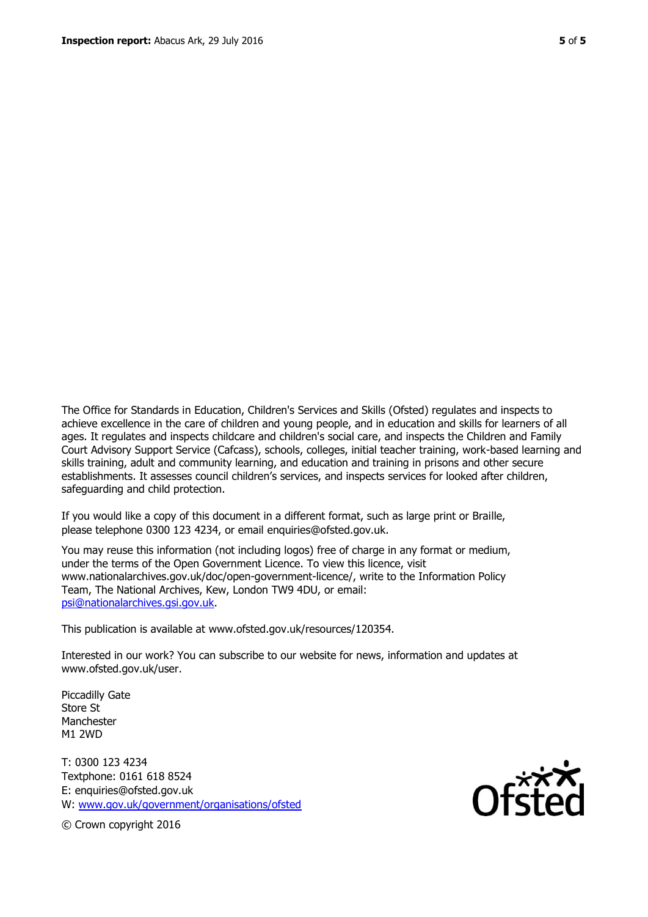The Office for Standards in Education, Children's Services and Skills (Ofsted) regulates and inspects to achieve excellence in the care of children and young people, and in education and skills for learners of all ages. It regulates and inspects childcare and children's social care, and inspects the Children and Family Court Advisory Support Service (Cafcass), schools, colleges, initial teacher training, work-based learning and skills training, adult and community learning, and education and training in prisons and other secure establishments. It assesses council children's services, and inspects services for looked after children, safeguarding and child protection.

If you would like a copy of this document in a different format, such as large print or Braille, please telephone 0300 123 4234, or email enquiries@ofsted.gov.uk.

You may reuse this information (not including logos) free of charge in any format or medium, under the terms of the Open Government Licence. To view this licence, visit www.nationalarchives.gov.uk/doc/open-government-licence/, write to the Information Policy Team, The National Archives, Kew, London TW9 4DU, or email: psi@nationalarchives.gsi.gov.uk.

This publication is available at www.ofsted.gov.uk/resources/120354.

Interested in our work? You can subscribe to our website for news, information and updates at www.ofsted.gov.uk/user.

Piccadilly Gate
Store St
Manchester
M1 2WD

T: 0300 123 4234
Textphone: 0161 618 8524
E: enquiries@ofsted.gov.uk
W: www.gov.uk/government/organisations/ofsted

© Crown copyright 2016